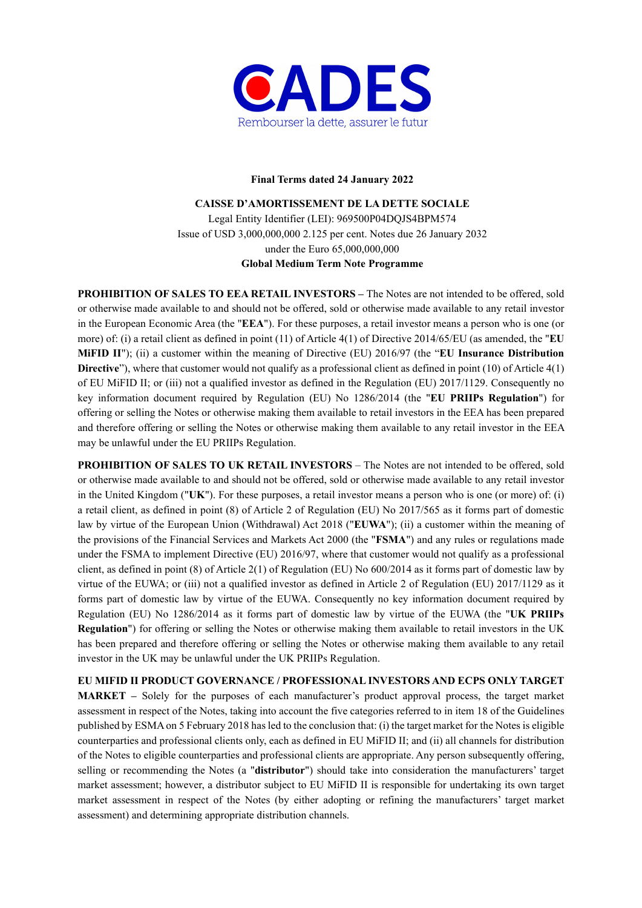CADES

Rembourser la dette, assurer le futur

**Final Terms dated 24 January 2022**

**CAISSE D'AMORTISSEMENT DE LA DETTE SOCIALE**

Legal Entity Identifier (LEI): 969500P04DQJS4BPM574

Issue of USD 3,000,000,000 2.125 per cent. Notes due 26 January 2032

under the Euro 65,000,000,000

**Global Medium Term Note Programme**

**PROHIBITION OF SALES TO EEA RETAIL INVESTORS –** The Notes are not intended to be offered, sold or otherwise made available to and should not be offered, sold or otherwise made available to any retail investor in the European Economic Area (the "**EEA**"). For these purposes, a retail investor means a person who is one (or more) of: (i) a retail client as defined in point (11) of Article 4(1) of Directive 2014/65/EU (as amended, the "**EU MiFID II**"); (ii) a customer within the meaning of Directive (EU) 2016/97 (the "**EU Insurance Distribution Directive**"), where that customer would not qualify as a professional client as defined in point (10) of Article 4(1) of EU MiFID II; or (iii) not a qualified investor as defined in the Regulation (EU) 2017/1129. Consequently no key information document required by Regulation (EU) No 1286/2014 (the "**EU PRIIPs Regulation**") for offering or selling the Notes or otherwise making them available to retail investors in the EEA has been prepared and therefore offering or selling the Notes or otherwise making them available to any retail investor in the EEA may be unlawful under the EU PRIIPs Regulation.

**PROHIBITION OF SALES TO UK RETAIL INVESTORS** – The Notes are not intended to be offered, sold or otherwise made available to and should not be offered, sold or otherwise made available to any retail investor in the United Kingdom ("**UK**"). For these purposes, a retail investor means a person who is one (or more) of: (i) a retail client, as defined in point (8) of Article 2 of Regulation (EU) No 2017/565 as it forms part of domestic law by virtue of the European Union (Withdrawal) Act 2018 ("**EUWA**"); (ii) a customer within the meaning of the provisions of the Financial Services and Markets Act 2000 (the "**FSMA**") and any rules or regulations made under the FSMA to implement Directive (EU) 2016/97, where that customer would not qualify as a professional client, as defined in point (8) of Article 2(1) of Regulation (EU) No 600/2014 as it forms part of domestic law by virtue of the EUWA; or (iii) not a qualified investor as defined in Article 2 of Regulation (EU) 2017/1129 as it forms part of domestic law by virtue of the EUWA. Consequently no key information document required by Regulation (EU) No 1286/2014 as it forms part of domestic law by virtue of the EUWA (the "**UK PRIIPs Regulation**") for offering or selling the Notes or otherwise making them available to retail investors in the UK has been prepared and therefore offering or selling the Notes or otherwise making them available to any retail investor in the UK may be unlawful under the UK PRIIPs Regulation.

**EU MIFID II PRODUCT GOVERNANCE / PROFESSIONAL INVESTORS AND ECPS ONLY TARGET MARKET –** Solely for the purposes of each manufacturer's product approval process, the target market assessment in respect of the Notes, taking into account the five categories referred to in item 18 of the Guidelines published by ESMA on 5 February 2018 has led to the conclusion that: (i) the target market for the Notes is eligible counterparties and professional clients only, each as defined in EU MiFID II; and (ii) all channels for distribution of the Notes to eligible counterparties and professional clients are appropriate. Any person subsequently offering, selling or recommending the Notes (a "**distributor**") should take into consideration the manufacturers' target market assessment; however, a distributor subject to EU MiFID II is responsible for undertaking its own target market assessment in respect of the Notes (by either adopting or refining the manufacturers' target market assessment) and determining appropriate distribution channels.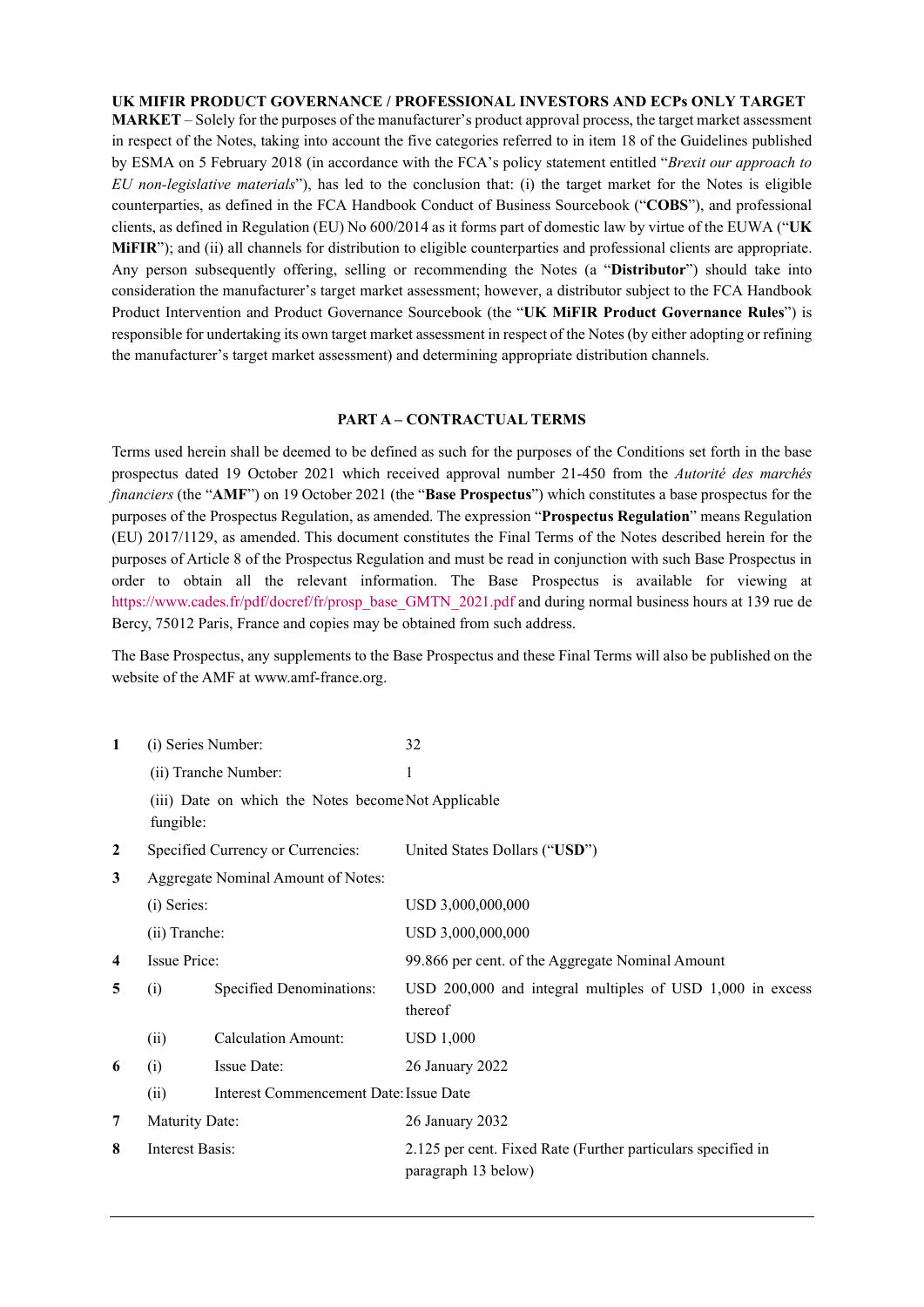**UK MIFIR PRODUCT GOVERNANCE / PROFESSIONAL INVESTORS AND ECPs ONLY TARGET MARKET** – Solely for the purposes of the manufacturer's product approval process, the target market assessment in respect of the Notes, taking into account the five categories referred to in item 18 of the Guidelines published by ESMA on 5 February 2018 (in accordance with the FCA's policy statement entitled "*Brexit our approach to EU non-legislative materials*"), has led to the conclusion that: (i) the target market for the Notes is eligible counterparties, as defined in the FCA Handbook Conduct of Business Sourcebook ("**COBS**"), and professional clients, as defined in Regulation (EU) No 600/2014 as it forms part of domestic law by virtue of the EUWA ("**UK MiFIR**"); and (ii) all channels for distribution to eligible counterparties and professional clients are appropriate. Any person subsequently offering, selling or recommending the Notes (a "**Distributor**") should take into consideration the manufacturer's target market assessment; however, a distributor subject to the FCA Handbook Product Intervention and Product Governance Sourcebook (the "**UK MiFIR Product Governance Rules**") is responsible for undertaking its own target market assessment in respect of the Notes (by either adopting or refining the manufacturer's target market assessment) and determining appropriate distribution channels.

## PART A – CONTRACTUAL TERMS

Terms used herein shall be deemed to be defined as such for the purposes of the Conditions set forth in the base prospectus dated 19 October 2021 which received approval number 21-450 from the *Autorité des marchés financiers* (the "**AMF**") on 19 October 2021 (the "**Base Prospectus**") which constitutes a base prospectus for the purposes of the Prospectus Regulation, as amended. The expression "**Prospectus Regulation**" means Regulation (EU) 2017/1129, as amended. This document constitutes the Final Terms of the Notes described herein for the purposes of Article 8 of the Prospectus Regulation and must be read in conjunction with such Base Prospectus in order to obtain all the relevant information. The Base Prospectus is available for viewing at https://www.cades.fr/pdf/docref/fr/prosp_base_GMTN_2021.pdf and during normal business hours at 139 rue de Bercy, 75012 Paris, France and copies may be obtained from such address.

The Base Prospectus, any supplements to the Base Prospectus and these Final Terms will also be published on the website of the AMF at www.amf-france.org.

| | | |
|---|---|---|
| **1** | (i) Series Number: | 32 |
| | (ii) Tranche Number: | 1 |
| | (iii) Date on which the Notes become fungible: | Not Applicable |
| **2** | Specified Currency or Currencies: | United States Dollars ("**USD**") |
| **3** | Aggregate Nominal Amount of Notes: | |
| | (i) Series: | USD 3,000,000,000 |
| | (ii) Tranche: | USD 3,000,000,000 |
| **4** | Issue Price: | 99.866 per cent. of the Aggregate Nominal Amount |
| **5** | (i) Specified Denominations: | USD 200,000 and integral multiples of USD 1,000 in excess thereof |
| | (ii) Calculation Amount: | USD 1,000 |
| **6** | (i) Issue Date: | 26 January 2022 |
| | (ii) Interest Commencement Date: | Issue Date |
| **7** | Maturity Date: | 26 January 2032 |
| **8** | Interest Basis: | 2.125 per cent. Fixed Rate (Further particulars specified in paragraph 13 below) |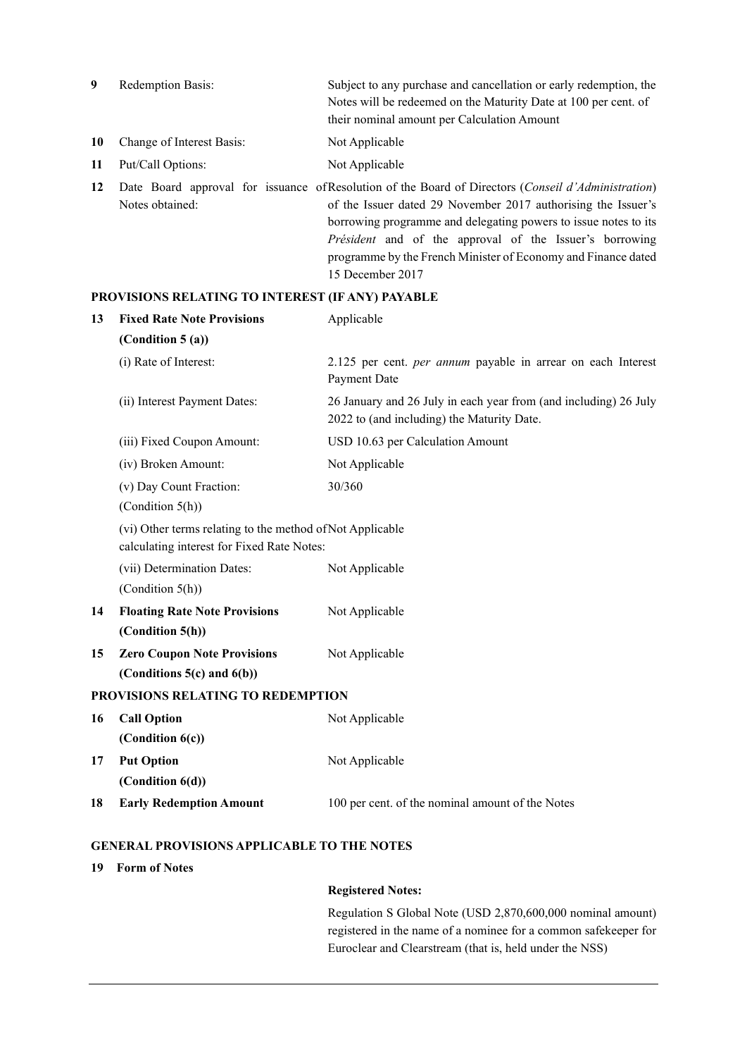| | | |
|---|---|---|
| **9** | Redemption Basis: | Subject to any purchase and cancellation or early redemption, the Notes will be redeemed on the Maturity Date at 100 per cent. of their nominal amount per Calculation Amount |
| **10** | Change of Interest Basis: | Not Applicable |
| **11** | Put/Call Options: | Not Applicable |
| **12** | Date Board approval for issuance of Notes obtained: | Resolution of the Board of Directors (*Conseil d'Administration*) of the Issuer dated 29 November 2017 authorising the Issuer's borrowing programme and delegating powers to issue notes to its *Président* and of the approval of the Issuer's borrowing programme by the French Minister of Economy and Finance dated 15 December 2017 |

**PROVISIONS RELATING TO INTEREST (IF ANY) PAYABLE**

| | | |
|---|---|---|
| **13** | **Fixed Rate Note Provisions (Condition 5 (a))** | Applicable |
| | (i) Rate of Interest: | 2.125 per cent. *per annum* payable in arrear on each Interest Payment Date |
| | (ii) Interest Payment Dates: | 26 January and 26 July in each year from (and including) 26 July 2022 to (and including) the Maturity Date. |
| | (iii) Fixed Coupon Amount: | USD 10.63 per Calculation Amount |
| | (iv) Broken Amount: | Not Applicable |
| | (v) Day Count Fraction: (Condition 5(h)) | 30/360 |
| | (vi) Other terms relating to the method of calculating interest for Fixed Rate Notes: | Not Applicable |
| | (vii) Determination Dates: (Condition 5(h)) | Not Applicable |
| **14** | **Floating Rate Note Provisions (Condition 5(h))** | Not Applicable |
| **15** | **Zero Coupon Note Provisions (Conditions 5(c) and 6(b))** | Not Applicable |

**PROVISIONS RELATING TO REDEMPTION**

| | | |
|---|---|---|
| **16** | **Call Option (Condition 6(c))** | Not Applicable |
| **17** | **Put Option (Condition 6(d))** | Not Applicable |
| **18** | **Early Redemption Amount** | 100 per cent. of the nominal amount of the Notes |

**GENERAL PROVISIONS APPLICABLE TO THE NOTES**

**19 Form of Notes**

**Registered Notes:**

Regulation S Global Note (USD 2,870,600,000 nominal amount) registered in the name of a nominee for a common safekeeper for Euroclear and Clearstream (that is, held under the NSS)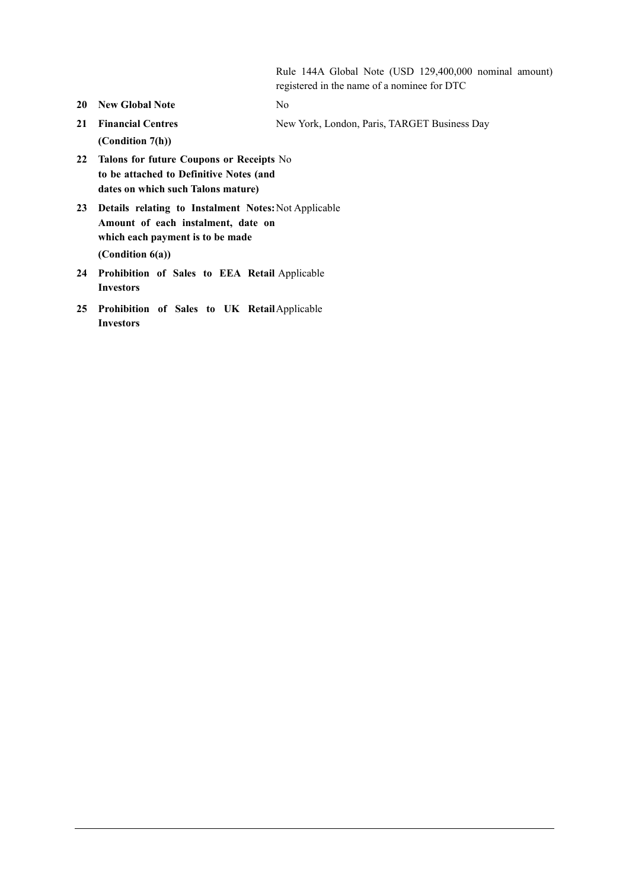| | | |
|---|---|---|
| | | Rule 144A Global Note (USD 129,400,000 nominal amount) registered in the name of a nominee for DTC |
| 20 | **New Global Note** | No |
| 21 | **Financial Centres** **(Condition 7(h))** | New York, London, Paris, TARGET Business Day |
| 22 | **Talons for future Coupons or Receipts to be attached to Definitive Notes (and dates on which such Talons mature)** | No |
| 23 | **Details relating to Instalment Notes: Amount of each instalment, date on which each payment is to be made** **(Condition 6(a))** | Not Applicable |
| 24 | **Prohibition of Sales to EEA Retail Investors** | Applicable |
| 25 | **Prohibition of Sales to UK Retail Investors** | Applicable |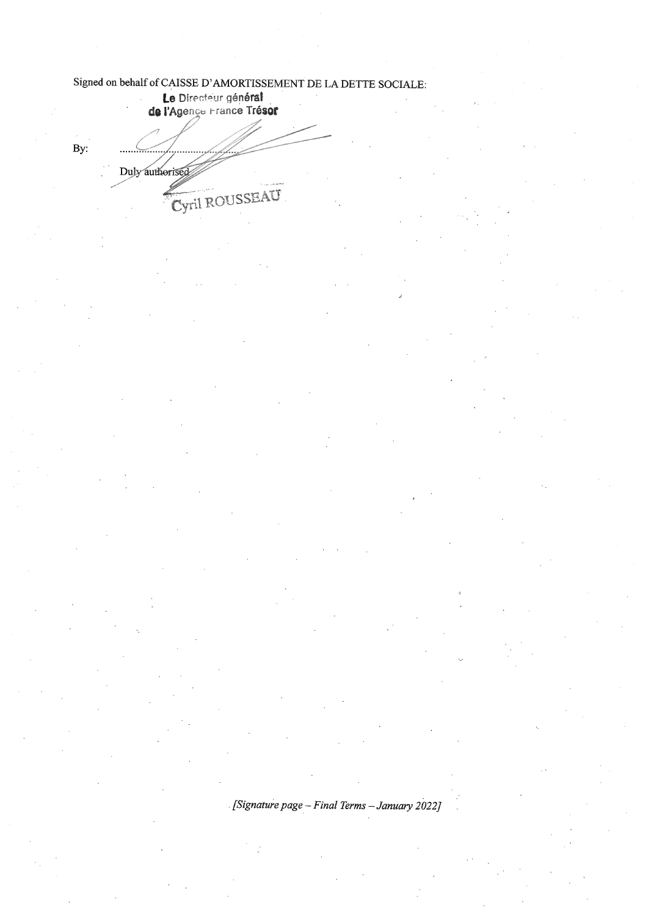Signed on behalf of CAISSE D'AMORTISSEMENT DE LA DETTE SOCIALE:

Le Directeur général
de l'Agence France Trésor

By: ..........................................

Duly authorised

Cyril ROUSSEAU

*[Signature page – Final Terms – January 2022]*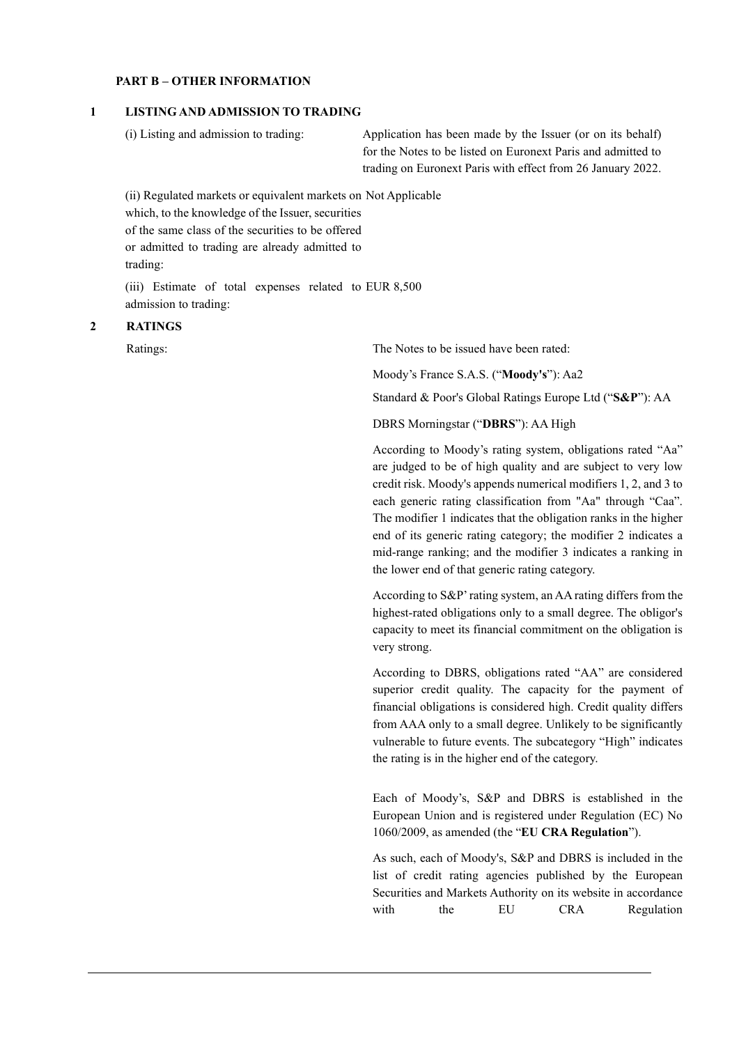**PART B – OTHER INFORMATION**

**1 LISTING AND ADMISSION TO TRADING**

| | |
|---|---|
| (i) Listing and admission to trading: | Application has been made by the Issuer (or on its behalf) for the Notes to be listed on Euronext Paris and admitted to trading on Euronext Paris with effect from 26 January 2022. |
| (ii) Regulated markets or equivalent markets on which, to the knowledge of the Issuer, securities of the same class of the securities to be offered or admitted to trading are already admitted to trading: | Not Applicable |
| (iii) Estimate of total expenses related to admission to trading: | EUR 8,500 |

**2 RATINGS**

Ratings: The Notes to be issued have been rated:

Moody's France S.A.S. ("**Moody's**"): Aa2

Standard & Poor's Global Ratings Europe Ltd ("**S&P**"): AA

DBRS Morningstar ("**DBRS**"): AA High

According to Moody's rating system, obligations rated "Aa" are judged to be of high quality and are subject to very low credit risk. Moody's appends numerical modifiers 1, 2, and 3 to each generic rating classification from "Aa" through "Caa". The modifier 1 indicates that the obligation ranks in the higher end of its generic rating category; the modifier 2 indicates a mid-range ranking; and the modifier 3 indicates a ranking in the lower end of that generic rating category.

According to S&P' rating system, an AA rating differs from the highest-rated obligations only to a small degree. The obligor's capacity to meet its financial commitment on the obligation is very strong.

According to DBRS, obligations rated "AA" are considered superior credit quality. The capacity for the payment of financial obligations is considered high. Credit quality differs from AAA only to a small degree. Unlikely to be significantly vulnerable to future events. The subcategory "High" indicates the rating is in the higher end of the category.

Each of Moody's, S&P and DBRS is established in the European Union and is registered under Regulation (EC) No 1060/2009, as amended (the "**EU CRA Regulation**").

As such, each of Moody's, S&P and DBRS is included in the list of credit rating agencies published by the European Securities and Markets Authority on its website in accordance with the EU CRA Regulation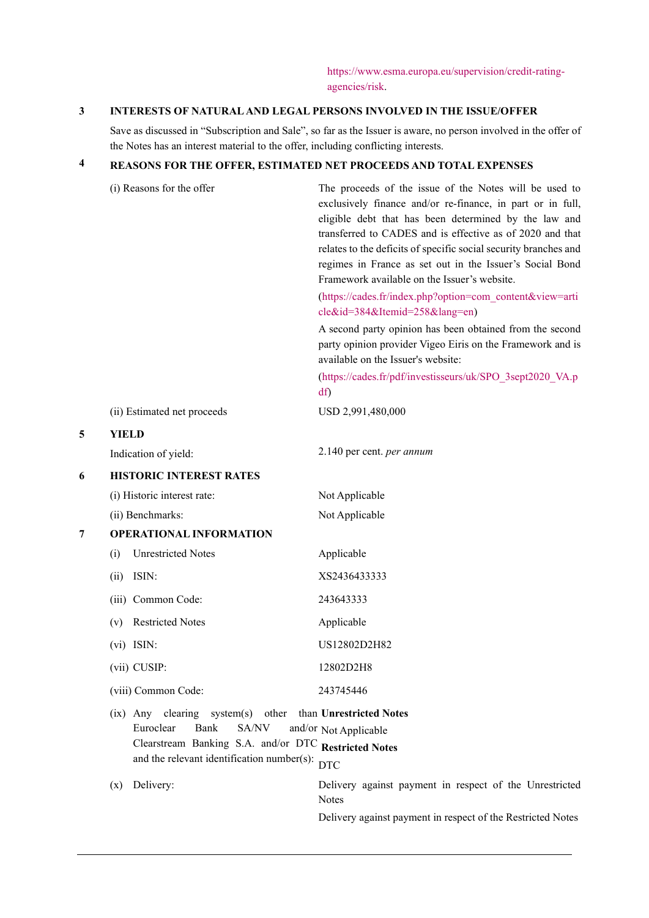https://www.esma.europa.eu/supervision/credit-rating-agencies/risk.

## 3 INTERESTS OF NATURAL AND LEGAL PERSONS INVOLVED IN THE ISSUE/OFFER

Save as discussed in "Subscription and Sale", so far as the Issuer is aware, no person involved in the offer of the Notes has an interest material to the offer, including conflicting interests.

## 4 REASONS FOR THE OFFER, ESTIMATED NET PROCEEDS AND TOTAL EXPENSES

| | |
|---|---|
| (i) Reasons for the offer | The proceeds of the issue of the Notes will be used to exclusively finance and/or re-finance, in part or in full, eligible debt that has been determined by the law and transferred to CADES and is effective as of 2020 and that relates to the deficits of specific social security branches and regimes in France as set out in the Issuer's Social Bond Framework available on the Issuer's website. (https://cades.fr/index.php?option=com_content&view=article&id=384&Itemid=258&lang=en) A second party opinion has been obtained from the second party opinion provider Vigeo Eiris on the Framework and is available on the Issuer's website: (https://cades.fr/pdf/investisseurs/uk/SPO_3sept2020_VA.pdf) |
| (ii) Estimated net proceeds | USD 2,991,480,000 |

## 5 YIELD

| | |
|---|---|
| Indication of yield: | 2.140 per cent. *per annum* |

## 6 HISTORIC INTEREST RATES

| | |
|---|---|
| (i) Historic interest rate: | Not Applicable |
| (ii) Benchmarks: | Not Applicable |

## 7 OPERATIONAL INFORMATION

| | |
|---|---|
| (i) Unrestricted Notes | Applicable |
| (ii) ISIN: | XS2436433333 |
| (iii) Common Code: | 243643333 |
| (v) Restricted Notes | Applicable |
| (vi) ISIN: | US12802D2H82 |
| (vii) CUSIP: | 12802D2H8 |
| (viii) Common Code: | 243745446 |
| (ix) Any clearing system(s) other than Euroclear Bank SA/NV and/or Clearstream Banking S.A. and/or DTC and the relevant identification number(s): | **Unrestricted Notes** Not Applicable **Restricted Notes** DTC |
| (x) Delivery: | Delivery against payment in respect of the Unrestricted Notes Delivery against payment in respect of the Restricted Notes |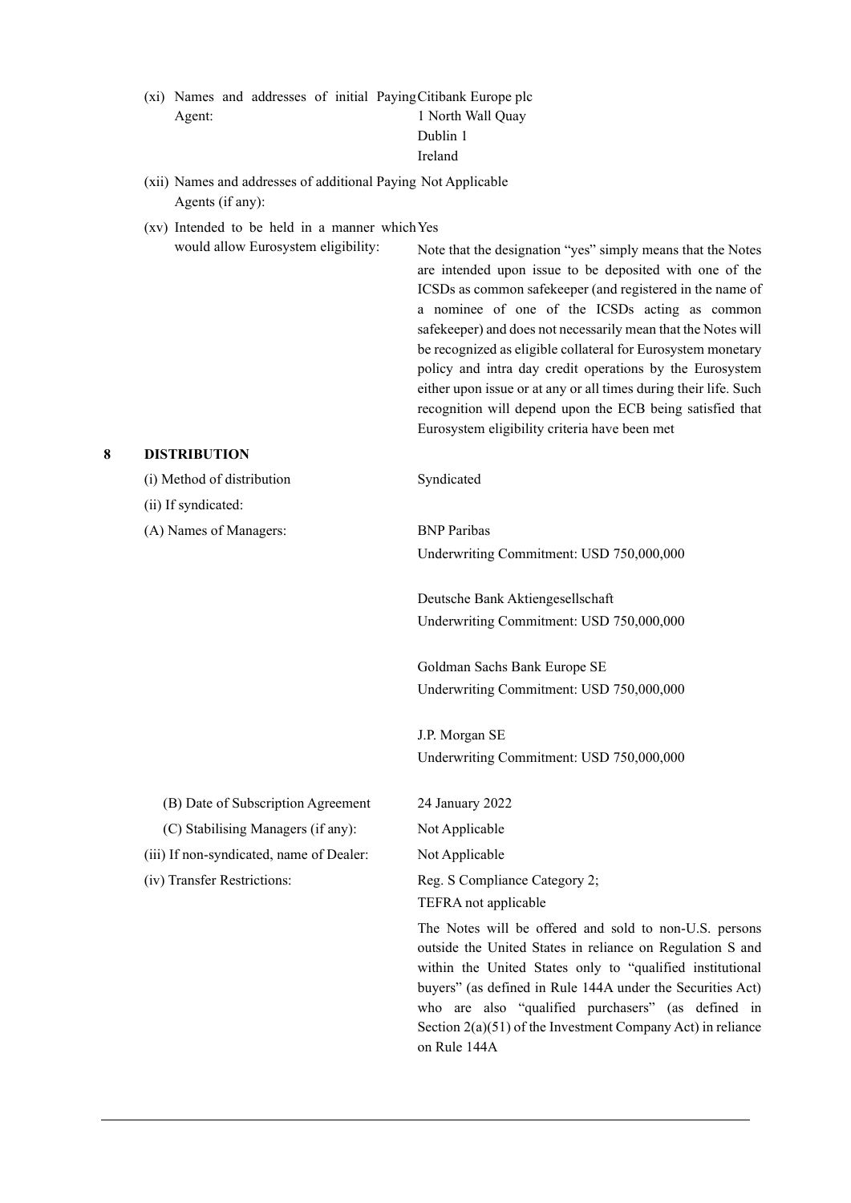| | |
|---|---|
| (xi) Names and addresses of initial Paying Agent: | Citibank Europe plc<br>1 North Wall Quay<br>Dublin 1<br>Ireland |
| (xii) Names and addresses of additional Paying Agents (if any): | Not Applicable |
| (xv) Intended to be held in a manner which would allow Eurosystem eligibility: | Yes<br>Note that the designation "yes" simply means that the Notes are intended upon issue to be deposited with one of the ICSDs as common safekeeper (and registered in the name of a nominee of one of the ICSDs acting as common safekeeper) and does not necessarily mean that the Notes will be recognized as eligible collateral for Eurosystem monetary policy and intra day credit operations by the Eurosystem either upon issue or at any or all times during their life. Such recognition will depend upon the ECB being satisfied that Eurosystem eligibility criteria have been met |

## 8 DISTRIBUTION

| | |
|---|---|
| (i) Method of distribution | Syndicated |
| (ii) If syndicated: | |
| (A) Names of Managers: | BNP Paribas<br>Underwriting Commitment: USD 750,000,000<br><br>Deutsche Bank Aktiengesellschaft<br>Underwriting Commitment: USD 750,000,000<br><br>Goldman Sachs Bank Europe SE<br>Underwriting Commitment: USD 750,000,000<br><br>J.P. Morgan SE<br>Underwriting Commitment: USD 750,000,000 |
| (B) Date of Subscription Agreement | 24 January 2022 |
| (C) Stabilising Managers (if any): | Not Applicable |
| (iii) If non-syndicated, name of Dealer: | Not Applicable |
| (iv) Transfer Restrictions: | Reg. S Compliance Category 2;<br>TEFRA not applicable<br>The Notes will be offered and sold to non-U.S. persons outside the United States in reliance on Regulation S and within the United States only to "qualified institutional buyers" (as defined in Rule 144A under the Securities Act) who are also "qualified purchasers" (as defined in Section 2(a)(51) of the Investment Company Act) in reliance on Rule 144A |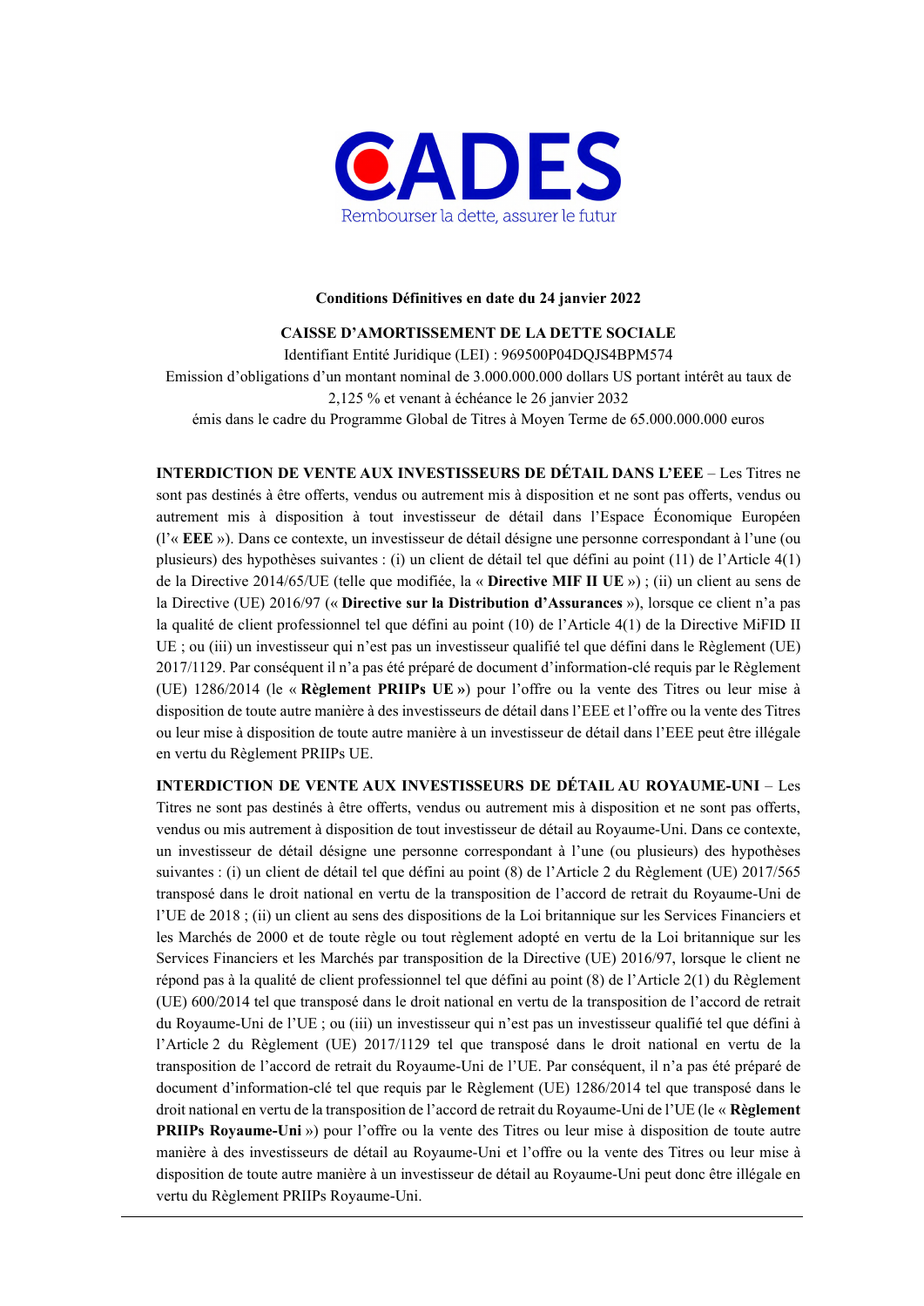CADES

Rembourser la dette, assurer le futur

**Conditions Définitives en date du 24 janvier 2022**

**CAISSE D'AMORTISSEMENT DE LA DETTE SOCIALE**

Identifiant Entité Juridique (LEI) : 969500P04DQJS4BPM574

Emission d'obligations d'un montant nominal de 3.000.000.000 dollars US portant intérêt au taux de 2,125 % et venant à échéance le 26 janvier 2032

émis dans le cadre du Programme Global de Titres à Moyen Terme de 65.000.000.000 euros

**INTERDICTION DE VENTE AUX INVESTISSEURS DE DÉTAIL DANS L'EEE** – Les Titres ne sont pas destinés à être offerts, vendus ou autrement mis à disposition et ne sont pas offerts, vendus ou autrement mis à disposition à tout investisseur de détail dans l'Espace Économique Européen (l'« **EEE** »). Dans ce contexte, un investisseur de détail désigne une personne correspondant à l'une (ou plusieurs) des hypothèses suivantes : (i) un client de détail tel que défini au point (11) de l'Article 4(1) de la Directive 2014/65/UE (telle que modifiée, la « **Directive MIF II UE** ») ; (ii) un client au sens de la Directive (UE) 2016/97 (« **Directive sur la Distribution d'Assurances** »), lorsque ce client n'a pas la qualité de client professionnel tel que défini au point (10) de l'Article 4(1) de la Directive MiFID II UE ; ou (iii) un investisseur qui n'est pas un investisseur qualifié tel que défini dans le Règlement (UE) 2017/1129. Par conséquent il n'a pas été préparé de document d'information-clé requis par le Règlement (UE) 1286/2014 (le « **Règlement PRIIPs UE** ») pour l'offre ou la vente des Titres ou leur mise à disposition de toute autre manière à des investisseurs de détail dans l'EEE et l'offre ou la vente des Titres ou leur mise à disposition de toute autre manière à un investisseur de détail dans l'EEE peut être illégale en vertu du Règlement PRIIPs UE.

**INTERDICTION DE VENTE AUX INVESTISSEURS DE DÉTAIL AU ROYAUME-UNI** – Les Titres ne sont pas destinés à être offerts, vendus ou autrement mis à disposition et ne sont pas offerts, vendus ou mis autrement à disposition de tout investisseur de détail au Royaume-Uni. Dans ce contexte, un investisseur de détail désigne une personne correspondant à l'une (ou plusieurs) des hypothèses suivantes : (i) un client de détail tel que défini au point (8) de l'Article 2 du Règlement (UE) 2017/565 transposé dans le droit national en vertu de la transposition de l'accord de retrait du Royaume-Uni de l'UE de 2018 ; (ii) un client au sens des dispositions de la Loi britannique sur les Services Financiers et les Marchés de 2000 et de toute règle ou tout règlement adopté en vertu de la Loi britannique sur les Services Financiers et les Marchés par transposition de la Directive (UE) 2016/97, lorsque le client ne répond pas à la qualité de client professionnel tel que défini au point (8) de l'Article 2(1) du Règlement (UE) 600/2014 tel que transposé dans le droit national en vertu de la transposition de l'accord de retrait du Royaume-Uni de l'UE ; ou (iii) un investisseur qui n'est pas un investisseur qualifié tel que défini à l'Article 2 du Règlement (UE) 2017/1129 tel que transposé dans le droit national en vertu de la transposition de l'accord de retrait du Royaume-Uni de l'UE. Par conséquent, il n'a pas été préparé de document d'information-clé tel que requis par le Règlement (UE) 1286/2014 tel que transposé dans le droit national en vertu de la transposition de l'accord de retrait du Royaume-Uni de l'UE (le « **Règlement PRIIPs Royaume-Uni** ») pour l'offre ou la vente des Titres ou leur mise à disposition de toute autre manière à des investisseurs de détail au Royaume-Uni et l'offre ou la vente des Titres ou leur mise à disposition de toute autre manière à un investisseur de détail au Royaume-Uni peut donc être illégale en vertu du Règlement PRIIPs Royaume-Uni.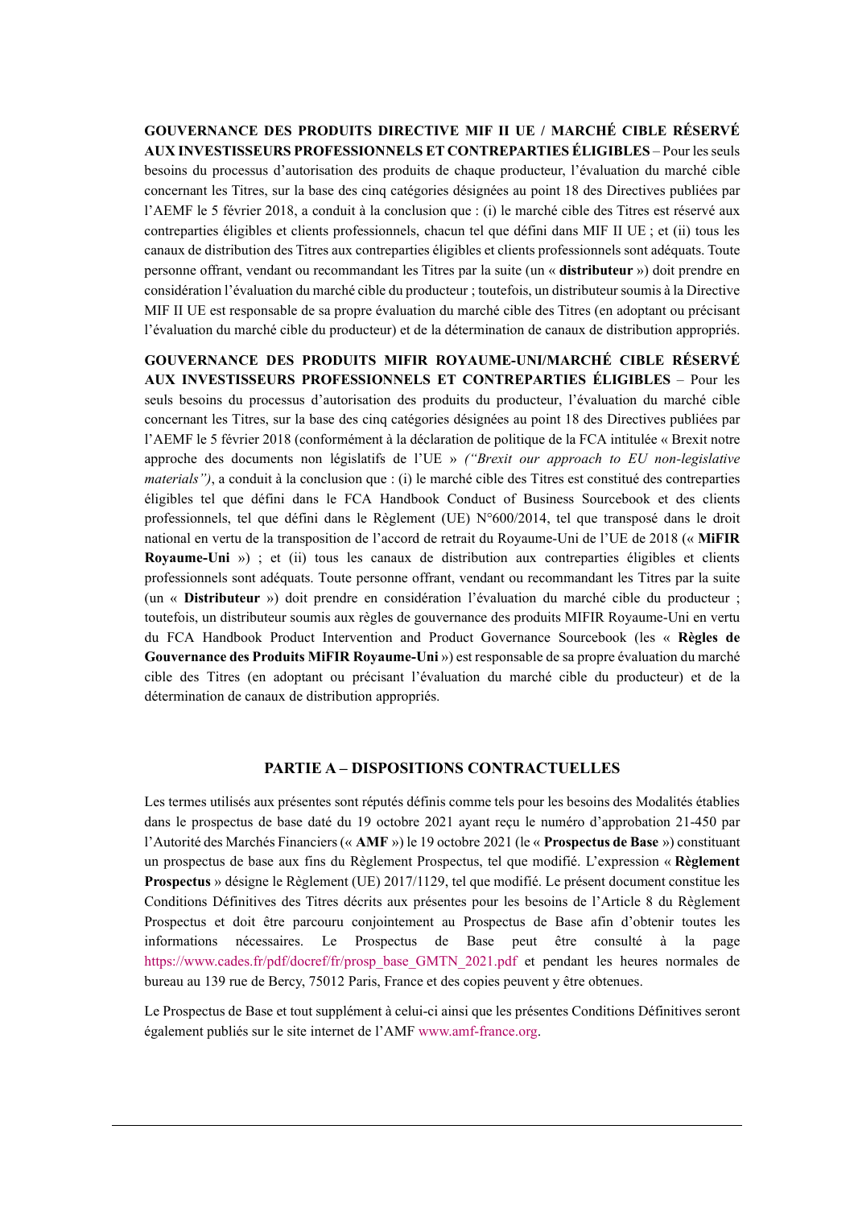**GOUVERNANCE DES PRODUITS DIRECTIVE MIF II UE / MARCHÉ CIBLE RÉSERVÉ AUX INVESTISSEURS PROFESSIONNELS ET CONTREPARTIES ÉLIGIBLES** – Pour les seuls besoins du processus d'autorisation des produits de chaque producteur, l'évaluation du marché cible concernant les Titres, sur la base des cinq catégories désignées au point 18 des Directives publiées par l'AEMF le 5 février 2018, a conduit à la conclusion que : (i) le marché cible des Titres est réservé aux contreparties éligibles et clients professionnels, chacun tel que défini dans MIF II UE ; et (ii) tous les canaux de distribution des Titres aux contreparties éligibles et clients professionnels sont adéquats. Toute personne offrant, vendant ou recommandant les Titres par la suite (un « **distributeur** ») doit prendre en considération l'évaluation du marché cible du producteur ; toutefois, un distributeur soumis à la Directive MIF II UE est responsable de sa propre évaluation du marché cible des Titres (en adoptant ou précisant l'évaluation du marché cible du producteur) et de la détermination de canaux de distribution appropriés.

**GOUVERNANCE DES PRODUITS MIFIR ROYAUME-UNI/MARCHÉ CIBLE RÉSERVÉ AUX INVESTISSEURS PROFESSIONNELS ET CONTREPARTIES ÉLIGIBLES** – Pour les seuls besoins du processus d'autorisation des produits du producteur, l'évaluation du marché cible concernant les Titres, sur la base des cinq catégories désignées au point 18 des Directives publiées par l'AEMF le 5 février 2018 (conformément à la déclaration de politique de la FCA intitulée « Brexit notre approche des documents non législatifs de l'UE » *("Brexit our approach to EU non-legislative materials")*, a conduit à la conclusion que : (i) le marché cible des Titres est constitué des contreparties éligibles tel que défini dans le FCA Handbook Conduct of Business Sourcebook et des clients professionnels, tel que défini dans le Règlement (UE) N°600/2014, tel que transposé dans le droit national en vertu de la transposition de l'accord de retrait du Royaume-Uni de l'UE de 2018 (« **MiFIR Royaume-Uni** ») ; et (ii) tous les canaux de distribution aux contreparties éligibles et clients professionnels sont adéquats. Toute personne offrant, vendant ou recommandant les Titres par la suite (un « **Distributeur** ») doit prendre en considération l'évaluation du marché cible du producteur ; toutefois, un distributeur soumis aux règles de gouvernance des produits MIFIR Royaume-Uni en vertu du FCA Handbook Product Intervention and Product Governance Sourcebook (les « **Règles de Gouvernance des Produits MiFIR Royaume-Uni** ») est responsable de sa propre évaluation du marché cible des Titres (en adoptant ou précisant l'évaluation du marché cible du producteur) et de la détermination de canaux de distribution appropriés.

## PARTIE A – DISPOSITIONS CONTRACTUELLES

Les termes utilisés aux présentes sont réputés définis comme tels pour les besoins des Modalités établies dans le prospectus de base daté du 19 octobre 2021 ayant reçu le numéro d'approbation 21-450 par l'Autorité des Marchés Financiers (« **AMF** ») le 19 octobre 2021 (le « **Prospectus de Base** ») constituant un prospectus de base aux fins du Règlement Prospectus, tel que modifié. L'expression « **Règlement Prospectus** » désigne le Règlement (UE) 2017/1129, tel que modifié. Le présent document constitue les Conditions Définitives des Titres décrits aux présentes pour les besoins de l'Article 8 du Règlement Prospectus et doit être parcouru conjointement au Prospectus de Base afin d'obtenir toutes les informations nécessaires. Le Prospectus de Base peut être consulté à la page https://www.cades.fr/pdf/docref/fr/prosp_base_GMTN_2021.pdf et pendant les heures normales de bureau au 139 rue de Bercy, 75012 Paris, France et des copies peuvent y être obtenues.

Le Prospectus de Base et tout supplément à celui-ci ainsi que les présentes Conditions Définitives seront également publiés sur le site internet de l'AMF www.amf-france.org.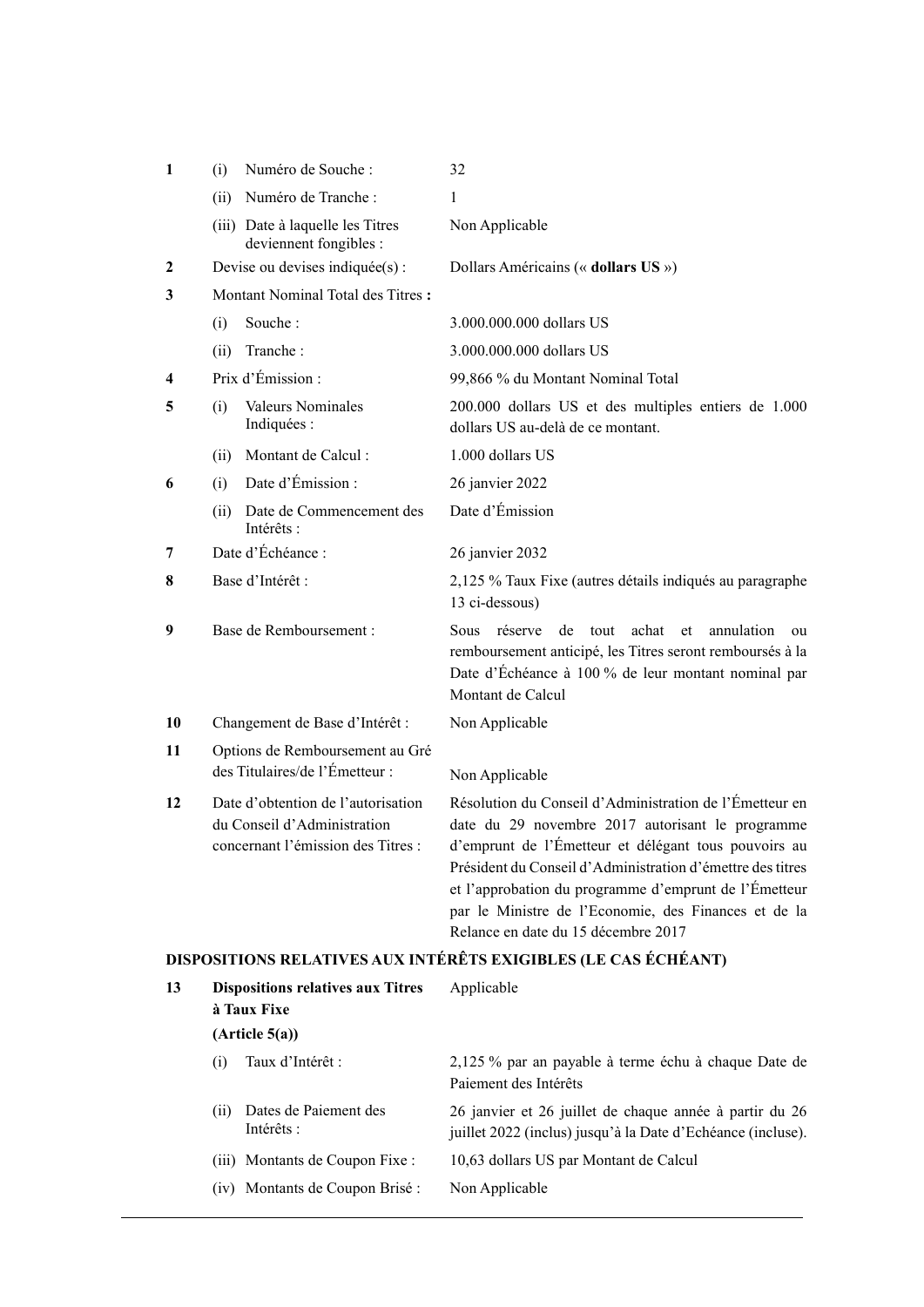| | | | |
|---|---|---|---|
| **1** | (i) | Numéro de Souche : | 32 |
| | (ii) | Numéro de Tranche : | 1 |
| | (iii) | Date à laquelle les Titres deviennent fongibles : | Non Applicable |
| **2** | | Devise ou devises indiquée(s) : | Dollars Américains (« **dollars US** ») |
| **3** | | Montant Nominal Total des Titres **:** | |
| | (i) | Souche : | 3.000.000.000 dollars US |
| | (ii) | Tranche : | 3.000.000.000 dollars US |
| **4** | | Prix d'Émission : | 99,866 % du Montant Nominal Total |
| **5** | (i) | Valeurs Nominales Indiquées : | 200.000 dollars US et des multiples entiers de 1.000 dollars US au-delà de ce montant. |
| | (ii) | Montant de Calcul : | 1.000 dollars US |
| **6** | (i) | Date d'Émission : | 26 janvier 2022 |
| | (ii) | Date de Commencement des Intérêts : | Date d'Émission |
| **7** | | Date d'Échéance : | 26 janvier 2032 |
| **8** | | Base d'Intérêt : | 2,125 % Taux Fixe (autres détails indiqués au paragraphe 13 ci-dessous) |
| **9** | | Base de Remboursement : | Sous réserve de tout achat et annulation ou remboursement anticipé, les Titres seront remboursés à la Date d'Échéance à 100 % de leur montant nominal par Montant de Calcul |
| **10** | | Changement de Base d'Intérêt : | Non Applicable |
| **11** | | Options de Remboursement au Gré des Titulaires/de l'Émetteur : | Non Applicable |
| **12** | | Date d'obtention de l'autorisation du Conseil d'Administration concernant l'émission des Titres : | Résolution du Conseil d'Administration de l'Émetteur en date du 29 novembre 2017 autorisant le programme d'emprunt de l'Émetteur et délégant tous pouvoirs au Président du Conseil d'Administration d'émettre des titres et l'approbation du programme d'emprunt de l'Émetteur par le Ministre de l'Economie, des Finances et de la Relance en date du 15 décembre 2017 |

**DISPOSITIONS RELATIVES AUX INTÉRÊTS EXIGIBLES (LE CAS ÉCHÉANT)**

| | | | |
|---|---|---|---|
| **13** | | **Dispositions relatives aux Titres à Taux Fixe (Article 5(a))** | Applicable |
| | (i) | Taux d'Intérêt : | 2,125 % par an payable à terme échu à chaque Date de Paiement des Intérêts |
| | (ii) | Dates de Paiement des Intérêts : | 26 janvier et 26 juillet de chaque année à partir du 26 juillet 2022 (inclus) jusqu'à la Date d'Echéance (incluse). |
| | (iii) | Montants de Coupon Fixe : | 10,63 dollars US par Montant de Calcul |
| | (iv) | Montants de Coupon Brisé : | Non Applicable |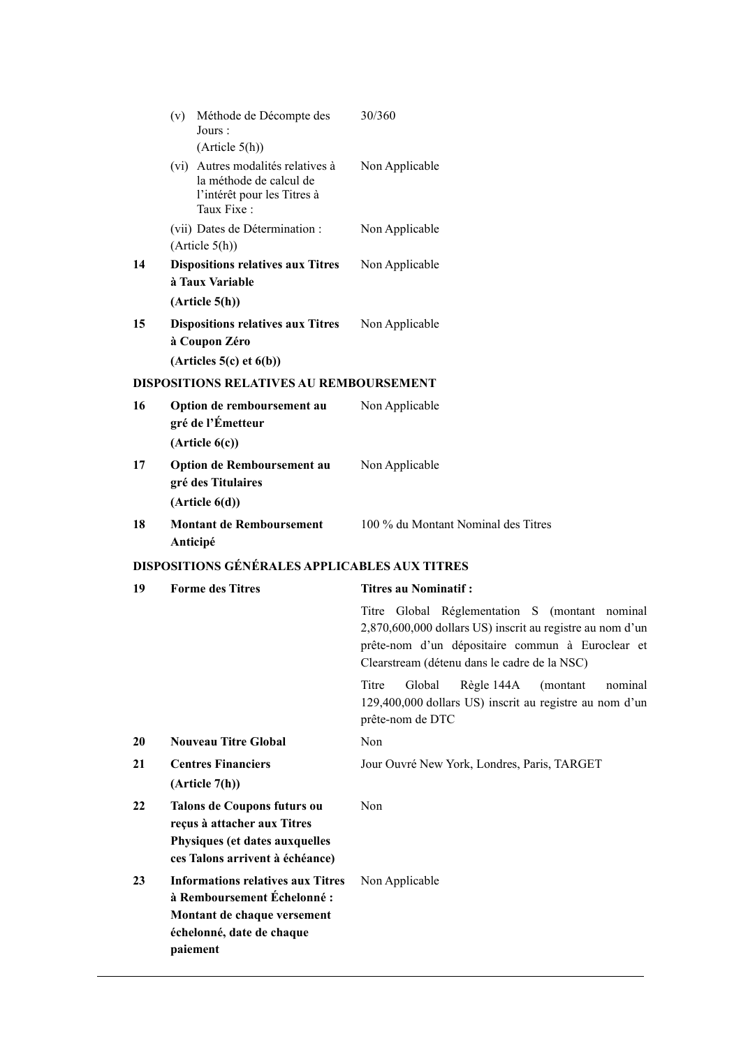| | | |
|---|---|---|
| | (v) Méthode de Décompte des Jours : (Article 5(h)) | 30/360 |
| | (vi) Autres modalités relatives à la méthode de calcul de l'intérêt pour les Titres à Taux Fixe : | Non Applicable |
| | (vii) Dates de Détermination : (Article 5(h)) | Non Applicable |
| **14** | **Dispositions relatives aux Titres à Taux Variable (Article 5(h))** | Non Applicable |
| **15** | **Dispositions relatives aux Titres à Coupon Zéro (Articles 5(c) et 6(b))** | Non Applicable |

**DISPOSITIONS RELATIVES AU REMBOURSEMENT**

| | | |
|---|---|---|
| **16** | **Option de remboursement au gré de l'Émetteur (Article 6(c))** | Non Applicable |
| **17** | **Option de Remboursement au gré des Titulaires (Article 6(d))** | Non Applicable |
| **18** | **Montant de Remboursement Anticipé** | 100 % du Montant Nominal des Titres |

**DISPOSITIONS GÉNÉRALES APPLICABLES AUX TITRES**

| | | |
|---|---|---|
| **19** | **Forme des Titres** | **Titres au Nominatif :** Titre Global Réglementation S (montant nominal 2,870,600,000 dollars US) inscrit au registre au nom d'un prête-nom d'un dépositaire commun à Euroclear et Clearstream (détenu dans le cadre de la NSC) Titre Global Règle 144A (montant nominal 129,400,000 dollars US) inscrit au registre au nom d'un prête-nom de DTC |
| **20** | **Nouveau Titre Global** | Non |
| **21** | **Centres Financiers (Article 7(h))** | Jour Ouvré New York, Londres, Paris, TARGET |
| **22** | **Talons de Coupons futurs ou reçus à attacher aux Titres Physiques (et dates auxquelles ces Talons arrivent à échéance)** | Non |
| **23** | **Informations relatives aux Titres à Remboursement Échelonné : Montant de chaque versement échelonné, date de chaque paiement** | Non Applicable |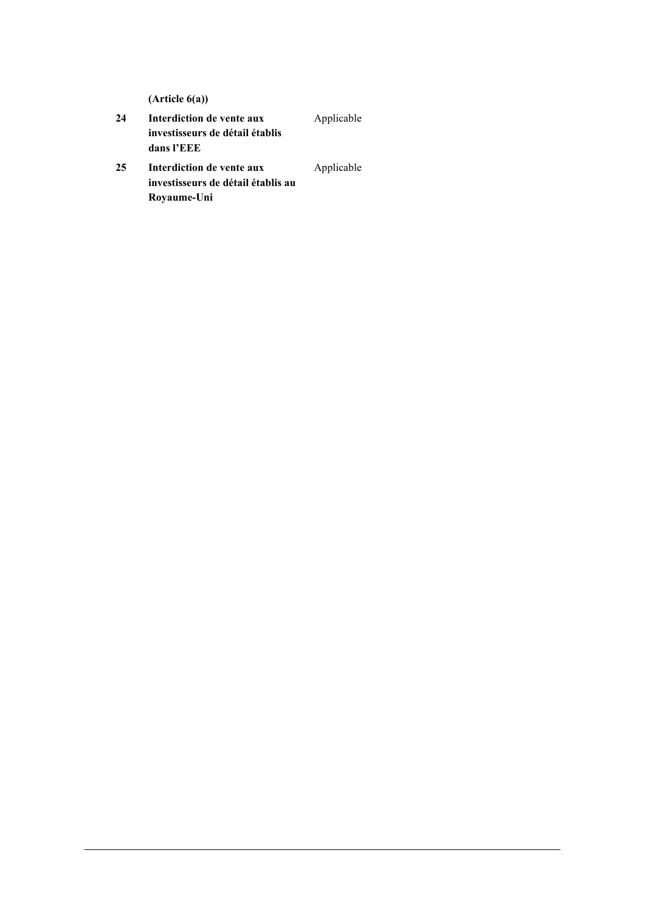| | | |
|---|---|---|
| | **(Article 6(a))** | |
| **24** | **Interdiction de vente aux investisseurs de détail établis dans l'EEE** | Applicable |
| **25** | **Interdiction de vente aux investisseurs de détail établis au Royaume-Uni** | Applicable |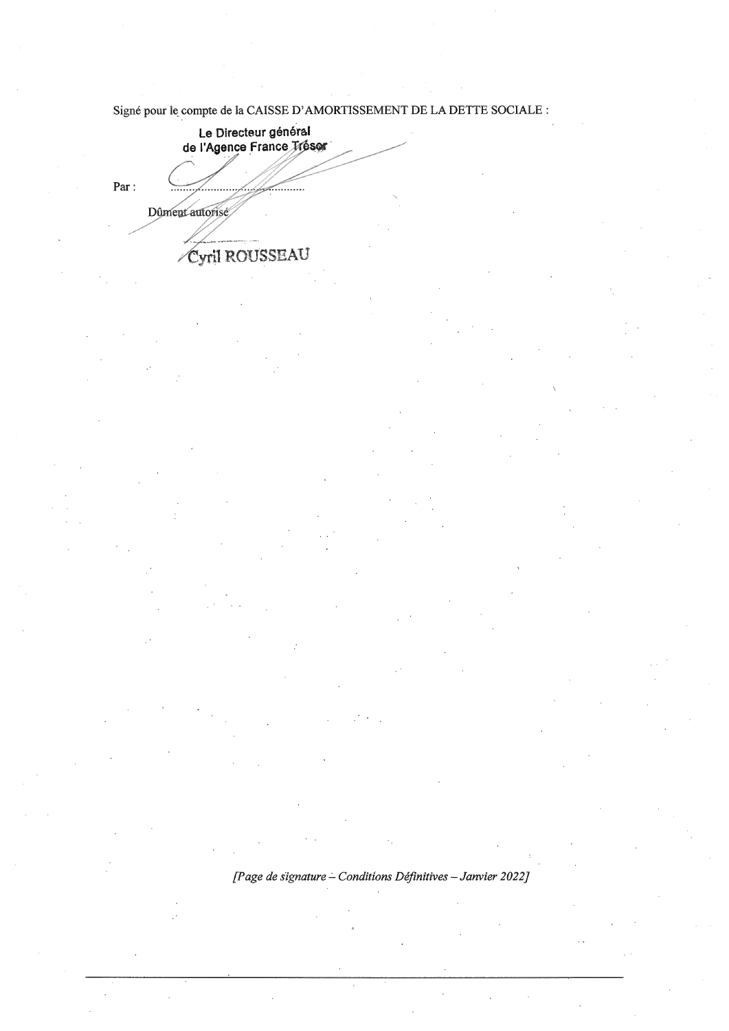Signé pour le compte de la CAISSE D'AMORTISSEMENT DE LA DETTE SOCIALE :

**Le Directeur général de l'Agence France Trésor**

Par : ..........................................

Dûment autorisé

Cyril ROUSSEAU

*[Page de signature – Conditions Définitives – Janvier 2022]*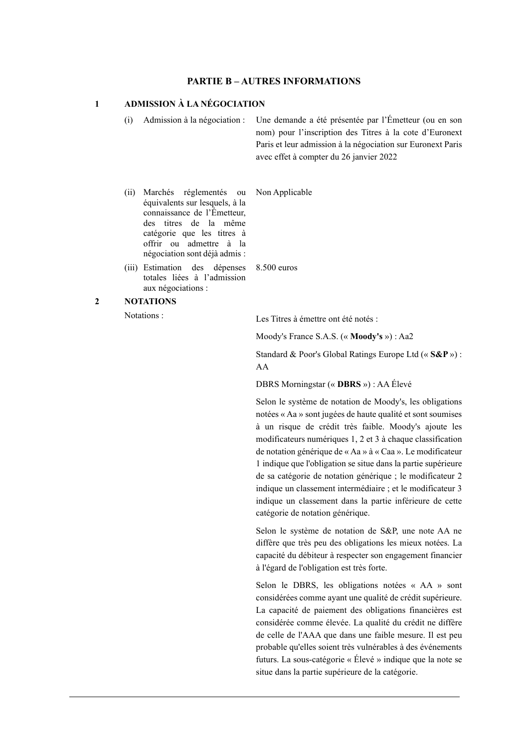## PARTIE B – AUTRES INFORMATIONS

### 1 ADMISSION À LA NÉGOCIATION

| | |
|---|---|
| (i) Admission à la négociation : | Une demande a été présentée par l'Émetteur (ou en son nom) pour l'inscription des Titres à la cote d'Euronext Paris et leur admission à la négociation sur Euronext Paris avec effet à compter du 26 janvier 2022 |
| (ii) Marchés réglementés ou équivalents sur lesquels, à la connaissance de l'Émetteur, des titres de la même catégorie que les titres à offrir ou admettre à la négociation sont déjà admis : | Non Applicable |
| (iii) Estimation des dépenses totales liées à l'admission aux négociations : | 8.500 euros |

### 2 NOTATIONS

Notations :

Les Titres à émettre ont été notés :

Moody's France S.A.S. (« **Moody's** ») : Aa2

Standard & Poor's Global Ratings Europe Ltd (« **S&P** ») : AA

DBRS Morningstar (« **DBRS** ») : AA Élevé

Selon le système de notation de Moody's, les obligations notées « Aa » sont jugées de haute qualité et sont soumises à un risque de crédit très faible. Moody's ajoute les modificateurs numériques 1, 2 et 3 à chaque classification de notation générique de « Aa » à « Caa ». Le modificateur 1 indique que l'obligation se situe dans la partie supérieure de sa catégorie de notation générique ; le modificateur 2 indique un classement intermédiaire ; et le modificateur 3 indique un classement dans la partie inférieure de cette catégorie de notation générique.

Selon le système de notation de S&P, une note AA ne diffère que très peu des obligations les mieux notées. La capacité du débiteur à respecter son engagement financier à l'égard de l'obligation est très forte.

Selon le DBRS, les obligations notées « AA » sont considérées comme ayant une qualité de crédit supérieure. La capacité de paiement des obligations financières est considérée comme élevée. La qualité du crédit ne diffère de celle de l'AAA que dans une faible mesure. Il est peu probable qu'elles soient très vulnérables à des événements futurs. La sous-catégorie « Élevé » indique que la note se situe dans la partie supérieure de la catégorie.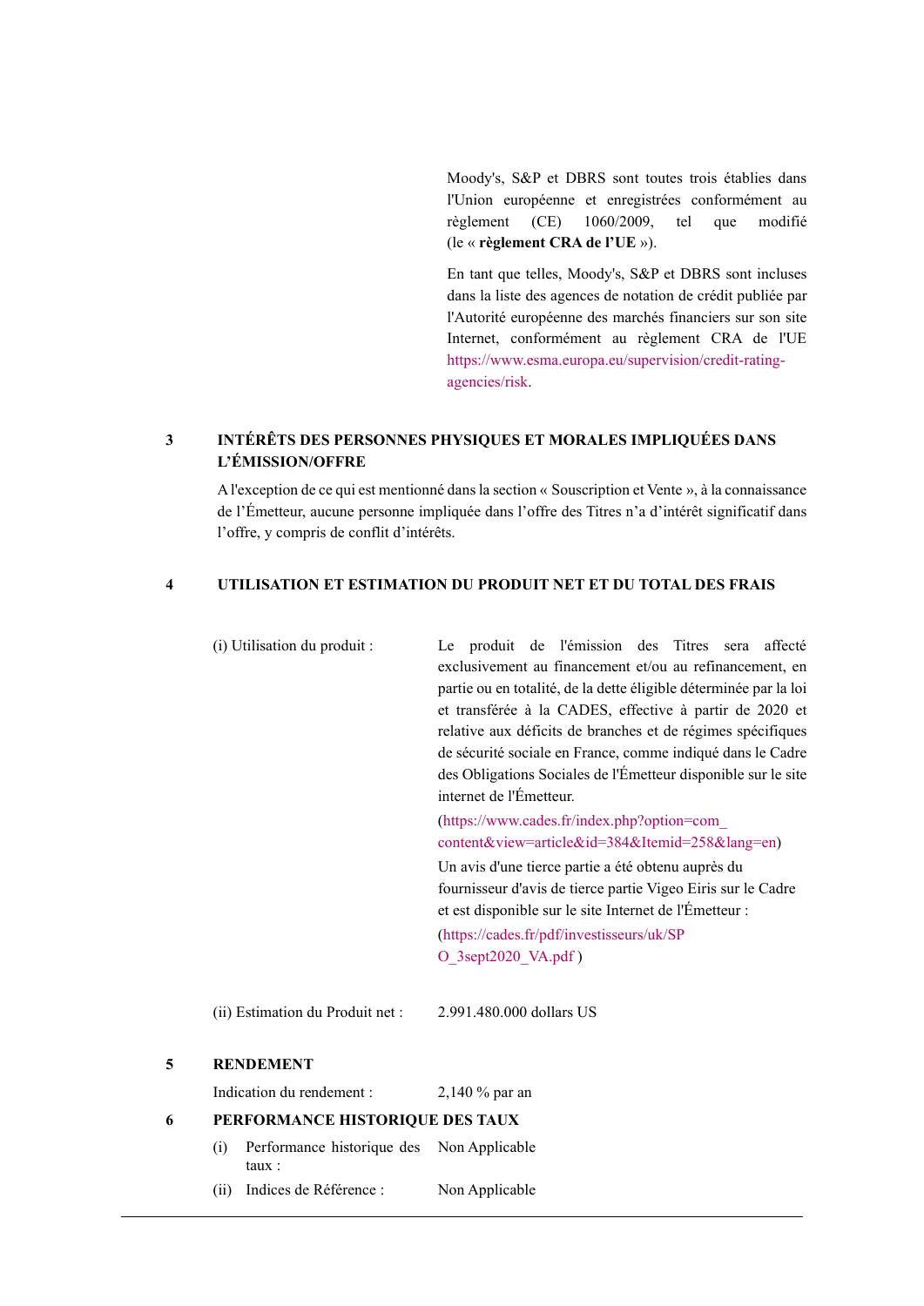Moody's, S&P et DBRS sont toutes trois établies dans l'Union européenne et enregistrées conformément au règlement (CE) 1060/2009, tel que modifié (le « **règlement CRA de l'UE** »).

En tant que telles, Moody's, S&P et DBRS sont incluses dans la liste des agences de notation de crédit publiée par l'Autorité européenne des marchés financiers sur son site Internet, conformément au règlement CRA de l'UE https://www.esma.europa.eu/supervision/credit-rating-agencies/risk.

## 3 INTÉRÊTS DES PERSONNES PHYSIQUES ET MORALES IMPLIQUÉES DANS L'ÉMISSION/OFFRE

A l'exception de ce qui est mentionné dans la section « Souscription et Vente », à la connaissance de l'Émetteur, aucune personne impliquée dans l'offre des Titres n'a d'intérêt significatif dans l'offre, y compris de conflit d'intérêts.

## 4 UTILISATION ET ESTIMATION DU PRODUIT NET ET DU TOTAL DES FRAIS

| | |
|---|---|
| (i) Utilisation du produit : | Le produit de l'émission des Titres sera affecté exclusivement au financement et/ou au refinancement, en partie ou en totalité, de la dette éligible déterminée par la loi et transférée à la CADES, effective à partir de 2020 et relative aux déficits de branches et de régimes spécifiques de sécurité sociale en France, comme indiqué dans le Cadre des Obligations Sociales de l'Émetteur disponible sur le site internet de l'Émetteur. (https://www.cades.fr/index.php?option=com_content&view=article&id=384&Itemid=258&lang=en) Un avis d'une tierce partie a été obtenu auprès du fournisseur d'avis de tierce partie Vigeo Eiris sur le Cadre et est disponible sur le site Internet de l'Émetteur : (https://cades.fr/pdf/investisseurs/uk/SPO_3sept2020_VA.pdf ) |
| (ii) Estimation du Produit net : | 2.991.480.000 dollars US |

## 5 RENDEMENT

| | |
|---|---|
| Indication du rendement : | 2,140 % par an |

## 6 PERFORMANCE HISTORIQUE DES TAUX

| | |
|---|---|
| (i) Performance historique des taux : | Non Applicable |
| (ii) Indices de Référence : | Non Applicable |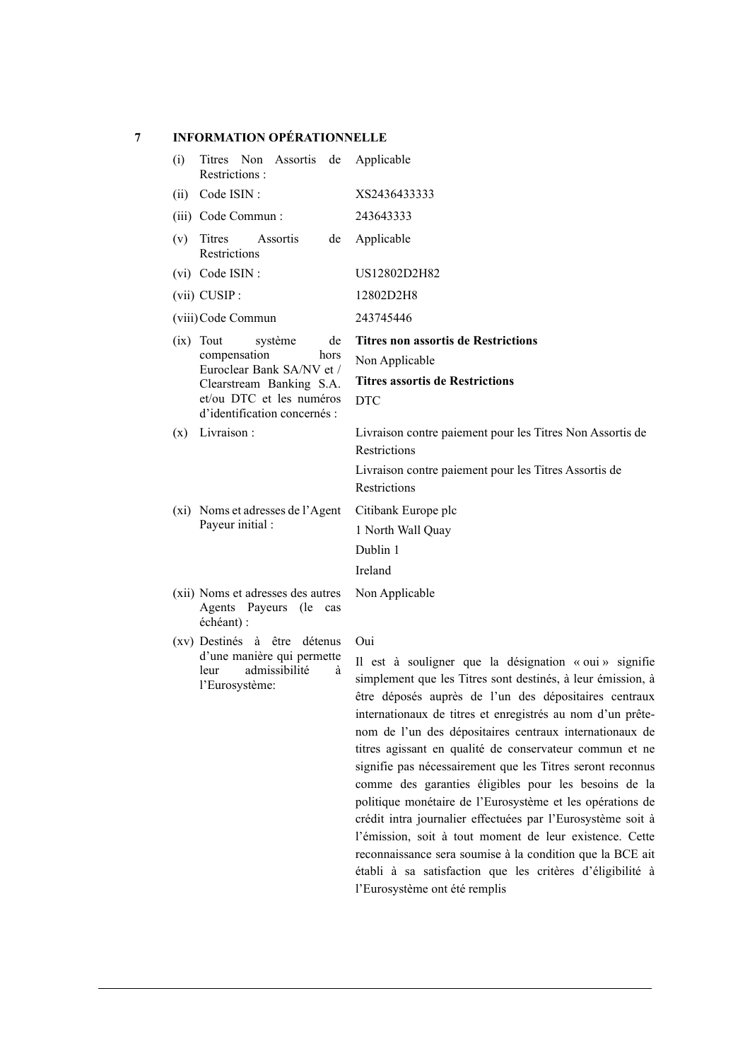## 7 INFORMATION OPÉRATIONNELLE

| | | |
|---|---|---|
| (i) | Titres Non Assortis de Restrictions : | Applicable |
| (ii) | Code ISIN : | XS2436433333 |
| (iii) | Code Commun : | 243643333 |
| (v) | Titres Assortis de Restrictions | Applicable |
| (vi) | Code ISIN : | US12802D2H82 |
| (vii) | CUSIP : | 12802D2H8 |
| (viii) | Code Commun | 243745446 |
| (ix) | Tout système de compensation hors Euroclear Bank SA/NV et / Clearstream Banking S.A. et/ou DTC et les numéros d'identification concernés : | **Titres non assortis de Restrictions**<br>Non Applicable<br>**Titres assortis de Restrictions**<br>DTC |
| (x) | Livraison : | Livraison contre paiement pour les Titres Non Assortis de Restrictions<br>Livraison contre paiement pour les Titres Assortis de Restrictions |
| (xi) | Noms et adresses de l'Agent Payeur initial : | Citibank Europe plc<br>1 North Wall Quay<br>Dublin 1<br>Ireland |
| (xii) | Noms et adresses des autres Agents Payeurs (le cas échéant) : | Non Applicable |
| (xv) | Destinés à être détenus d'une manière qui permette leur admissibilité à l'Eurosystème: | Oui<br>Il est à souligner que la désignation « oui » signifie simplement que les Titres sont destinés, à leur émission, à être déposés auprès de l'un des dépositaires centraux internationaux de titres et enregistrés au nom d'un prête-nom de l'un des dépositaires centraux internationaux de titres agissant en qualité de conservateur commun et ne signifie pas nécessairement que les Titres seront reconnus comme des garanties éligibles pour les besoins de la politique monétaire de l'Eurosystème et les opérations de crédit intra journalier effectuées par l'Eurosystème soit à l'émission, soit à tout moment de leur existence. Cette reconnaissance sera soumise à la condition que la BCE ait établi à sa satisfaction que les critères d'éligibilité à l'Eurosystème ont été remplis |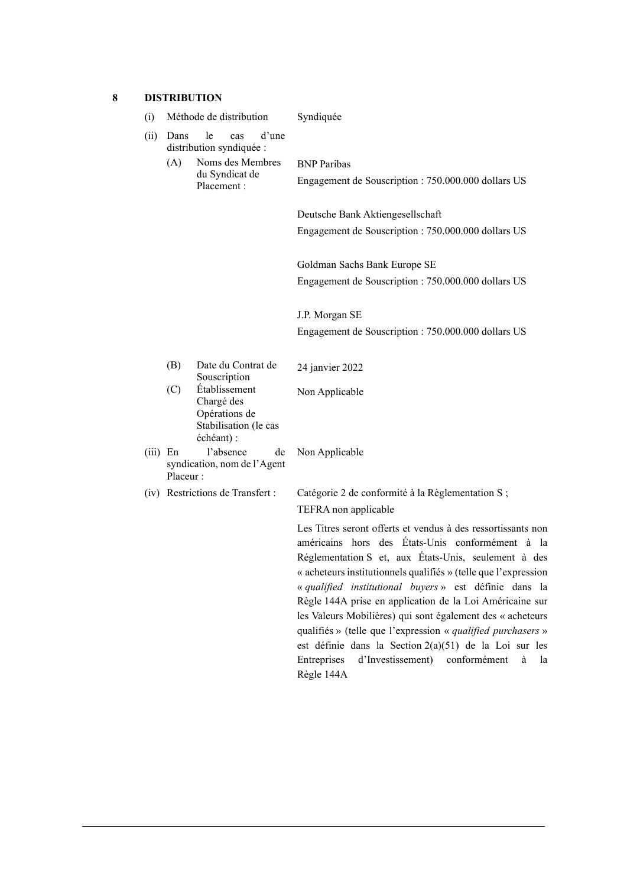## 8 DISTRIBUTION

| | | |
|---|---|---|
| (i) | Méthode de distribution | Syndiquée |
| (ii) | Dans le cas d'une distribution syndiquée : | |
| | (A) Noms des Membres du Syndicat de Placement : | BNP Paribas<br>Engagement de Souscription : 750.000.000 dollars US<br><br>Deutsche Bank Aktiengesellschaft<br>Engagement de Souscription : 750.000.000 dollars US<br><br>Goldman Sachs Bank Europe SE<br>Engagement de Souscription : 750.000.000 dollars US<br><br>J.P. Morgan SE<br>Engagement de Souscription : 750.000.000 dollars US |
| | (B) Date du Contrat de Souscription | 24 janvier 2022 |
| | (C) Établissement Chargé des Opérations de Stabilisation (le cas échéant) : | Non Applicable |
| (iii) | En l'absence de syndication, nom de l'Agent Placeur : | Non Applicable |
| (iv) | Restrictions de Transfert : | Catégorie 2 de conformité à la Règlementation S ;<br>TEFRA non applicable<br><br>Les Titres seront offerts et vendus à des ressortissants non américains hors des États-Unis conformément à la Réglementation S et, aux États-Unis, seulement à des « acheteurs institutionnels qualifiés » (telle que l'expression « *qualified institutional buyers* » est définie dans la Règle 144A prise en application de la Loi Américaine sur les Valeurs Mobilières) qui sont également des « acheteurs qualifiés » (telle que l'expression « *qualified purchasers* » est définie dans la Section 2(a)(51) de la Loi sur les Entreprises d'Investissement) conformément à la Règle 144A |